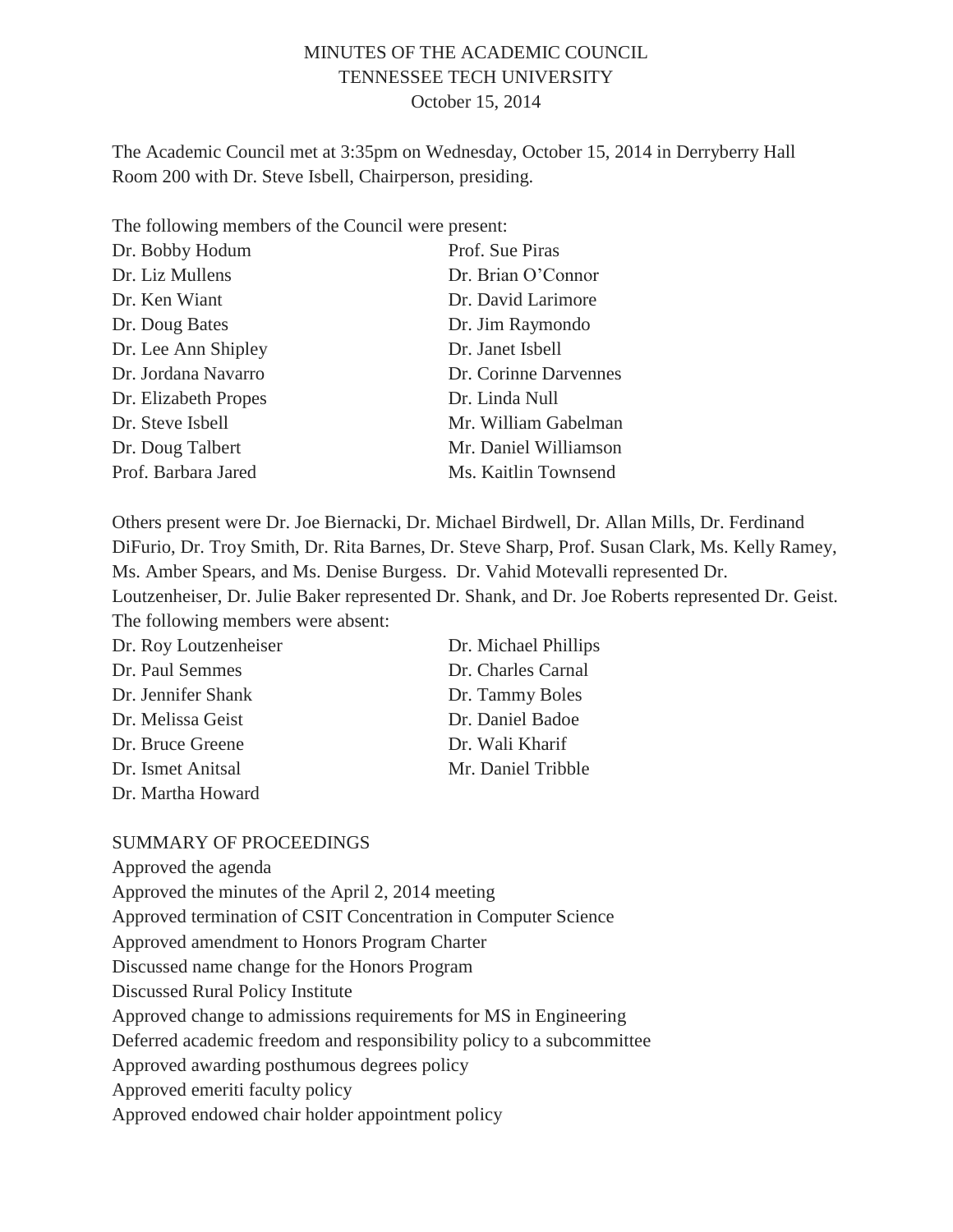# MINUTES OF THE ACADEMIC COUNCIL
## TENNESSEE TECH UNIVERSITY
### October 15, 2014

The Academic Council met at 3:35pm on Wednesday, October 15, 2014 in Derryberry Hall Room 200 with Dr. Steve Isbell, Chairperson, presiding.

The following members of the Council were present:

Dr. Bobby Hodum
Dr. Liz Mullens
Dr. Ken Wiant
Dr. Doug Bates
Dr. Lee Ann Shipley
Dr. Jordana Navarro
Dr. Elizabeth Propes
Dr. Steve Isbell
Dr. Doug Talbert
Prof. Barbara Jared
Prof. Sue Piras
Dr. Brian O'Connor
Dr. David Larimore
Dr. Jim Raymondo
Dr. Janet Isbell
Dr. Corinne Darvennes
Dr. Linda Null
Mr. William Gabelman
Mr. Daniel Williamson
Ms. Kaitlin Townsend

Others present were Dr. Joe Biernacki, Dr. Michael Birdwell, Dr. Allan Mills, Dr. Ferdinand DiFurio, Dr. Troy Smith, Dr. Rita Barnes, Dr. Steve Sharp, Prof. Susan Clark, Ms. Kelly Ramey, Ms. Amber Spears, and Ms. Denise Burgess. Dr. Vahid Motevalli represented Dr. Loutzenheiser, Dr. Julie Baker represented Dr. Shank, and Dr. Joe Roberts represented Dr. Geist. The following members were absent:

Dr. Roy Loutzenheiser
Dr. Paul Semmes
Dr. Jennifer Shank
Dr. Melissa Geist
Dr. Bruce Greene
Dr. Ismet Anitsal
Dr. Martha Howard
Dr. Michael Phillips
Dr. Charles Carnal
Dr. Tammy Boles
Dr. Daniel Badoe
Dr. Wali Kharif
Mr. Daniel Tribble

SUMMARY OF PROCEEDINGS

Approved the agenda
Approved the minutes of the April 2, 2014 meeting
Approved termination of CSIT Concentration in Computer Science
Approved amendment to Honors Program Charter
Discussed name change for the Honors Program
Discussed Rural Policy Institute
Approved change to admissions requirements for MS in Engineering
Deferred academic freedom and responsibility policy to a subcommittee
Approved awarding posthumous degrees policy
Approved emeriti faculty policy
Approved endowed chair holder appointment policy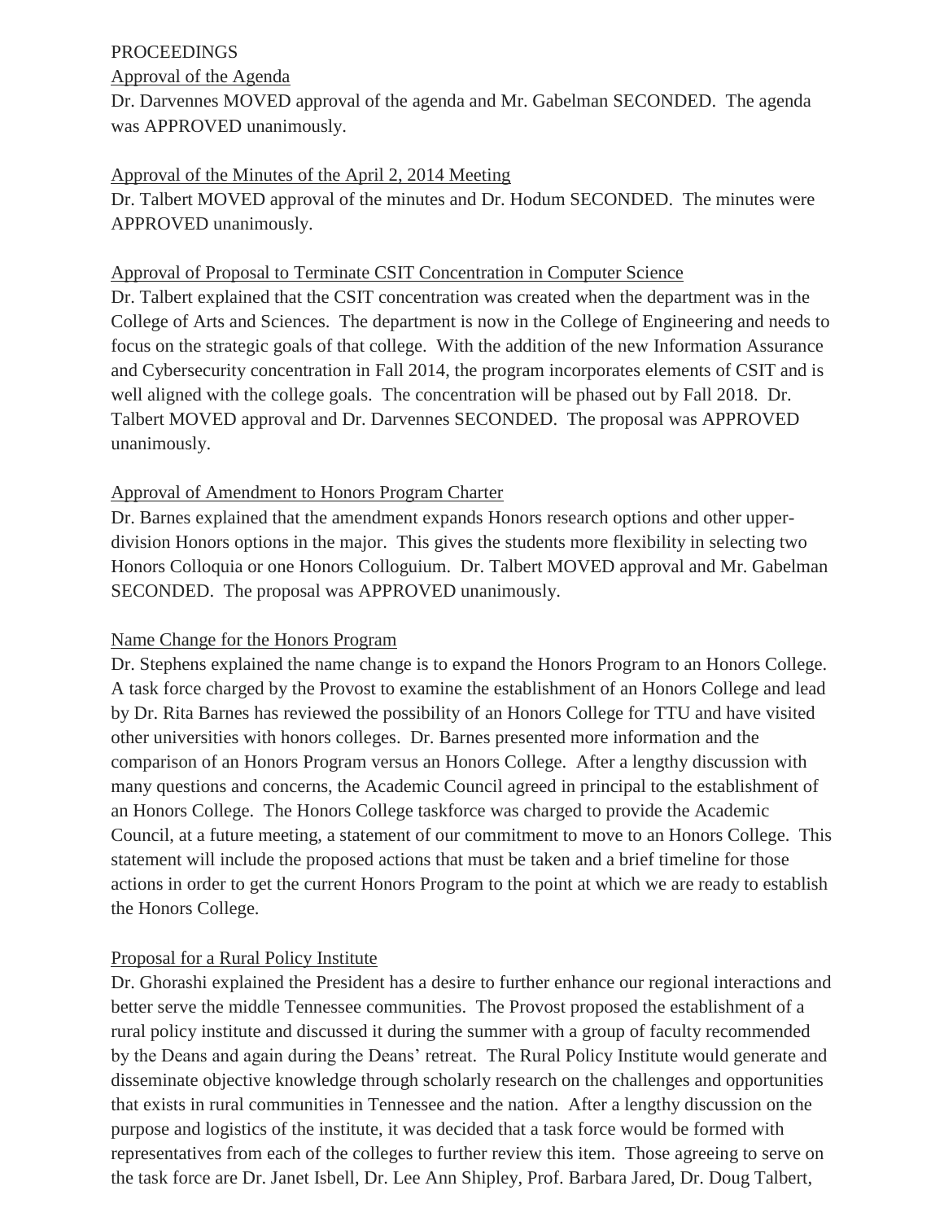PROCEEDINGS

Approval of the Agenda

Dr. Darvennes MOVED approval of the agenda and Mr. Gabelman SECONDED. The agenda was APPROVED unanimously.

Approval of the Minutes of the April 2, 2014 Meeting

Dr. Talbert MOVED approval of the minutes and Dr. Hodum SECONDED. The minutes were APPROVED unanimously.

Approval of Proposal to Terminate CSIT Concentration in Computer Science

Dr. Talbert explained that the CSIT concentration was created when the department was in the College of Arts and Sciences. The department is now in the College of Engineering and needs to focus on the strategic goals of that college. With the addition of the new Information Assurance and Cybersecurity concentration in Fall 2014, the program incorporates elements of CSIT and is well aligned with the college goals. The concentration will be phased out by Fall 2018. Dr. Talbert MOVED approval and Dr. Darvennes SECONDED. The proposal was APPROVED unanimously.

Approval of Amendment to Honors Program Charter

Dr. Barnes explained that the amendment expands Honors research options and other upper-division Honors options in the major. This gives the students more flexibility in selecting two Honors Colloquia or one Honors Colloguium. Dr. Talbert MOVED approval and Mr. Gabelman SECONDED. The proposal was APPROVED unanimously.

Name Change for the Honors Program

Dr. Stephens explained the name change is to expand the Honors Program to an Honors College. A task force charged by the Provost to examine the establishment of an Honors College and lead by Dr. Rita Barnes has reviewed the possibility of an Honors College for TTU and have visited other universities with honors colleges. Dr. Barnes presented more information and the comparison of an Honors Program versus an Honors College. After a lengthy discussion with many questions and concerns, the Academic Council agreed in principal to the establishment of an Honors College. The Honors College taskforce was charged to provide the Academic Council, at a future meeting, a statement of our commitment to move to an Honors College. This statement will include the proposed actions that must be taken and a brief timeline for those actions in order to get the current Honors Program to the point at which we are ready to establish the Honors College.

Proposal for a Rural Policy Institute

Dr. Ghorashi explained the President has a desire to further enhance our regional interactions and better serve the middle Tennessee communities. The Provost proposed the establishment of a rural policy institute and discussed it during the summer with a group of faculty recommended by the Deans and again during the Deans' retreat. The Rural Policy Institute would generate and disseminate objective knowledge through scholarly research on the challenges and opportunities that exists in rural communities in Tennessee and the nation. After a lengthy discussion on the purpose and logistics of the institute, it was decided that a task force would be formed with representatives from each of the colleges to further review this item. Those agreeing to serve on the task force are Dr. Janet Isbell, Dr. Lee Ann Shipley, Prof. Barbara Jared, Dr. Doug Talbert,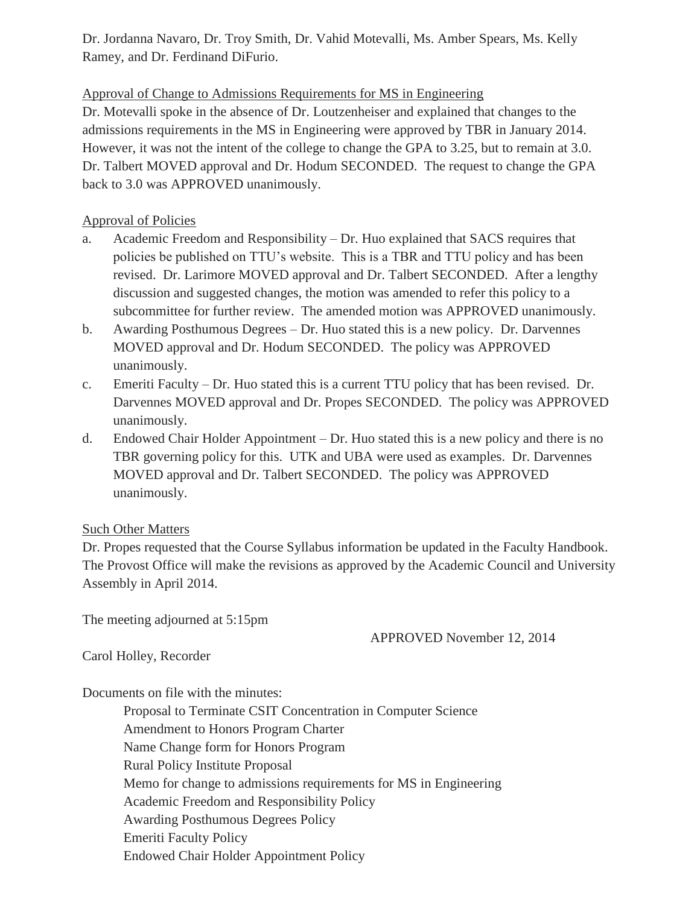Dr. Jordanna Navaro, Dr. Troy Smith, Dr. Vahid Motevalli, Ms. Amber Spears, Ms. Kelly Ramey, and Dr. Ferdinand DiFurio.

<u>Approval of Change to Admissions Requirements for MS in Engineering</u>

Dr. Motevalli spoke in the absence of Dr. Loutzenheiser and explained that changes to the admissions requirements in the MS in Engineering were approved by TBR in January 2014. However, it was not the intent of the college to change the GPA to 3.25, but to remain at 3.0. Dr. Talbert MOVED approval and Dr. Hodum SECONDED. The request to change the GPA back to 3.0 was APPROVED unanimously.

<u>Approval of Policies</u>

a. Academic Freedom and Responsibility – Dr. Huo explained that SACS requires that policies be published on TTU's website. This is a TBR and TTU policy and has been revised. Dr. Larimore MOVED approval and Dr. Talbert SECONDED. After a lengthy discussion and suggested changes, the motion was amended to refer this policy to a subcommittee for further review. The amended motion was APPROVED unanimously.

b. Awarding Posthumous Degrees – Dr. Huo stated this is a new policy. Dr. Darvennes MOVED approval and Dr. Hodum SECONDED. The policy was APPROVED unanimously.

c. Emeriti Faculty – Dr. Huo stated this is a current TTU policy that has been revised. Dr. Darvennes MOVED approval and Dr. Propes SECONDED. The policy was APPROVED unanimously.

d. Endowed Chair Holder Appointment – Dr. Huo stated this is a new policy and there is no TBR governing policy for this. UTK and UBA were used as examples. Dr. Darvennes MOVED approval and Dr. Talbert SECONDED. The policy was APPROVED unanimously.

<u>Such Other Matters</u>

Dr. Propes requested that the Course Syllabus information be updated in the Faculty Handbook. The Provost Office will make the revisions as approved by the Academic Council and University Assembly in April 2014.

The meeting adjourned at 5:15pm

APPROVED November 12, 2014

Carol Holley, Recorder

Documents on file with the minutes:

- Proposal to Terminate CSIT Concentration in Computer Science
- Amendment to Honors Program Charter
- Name Change form for Honors Program
- Rural Policy Institute Proposal
- Memo for change to admissions requirements for MS in Engineering
- Academic Freedom and Responsibility Policy
- Awarding Posthumous Degrees Policy
- Emeriti Faculty Policy
- Endowed Chair Holder Appointment Policy